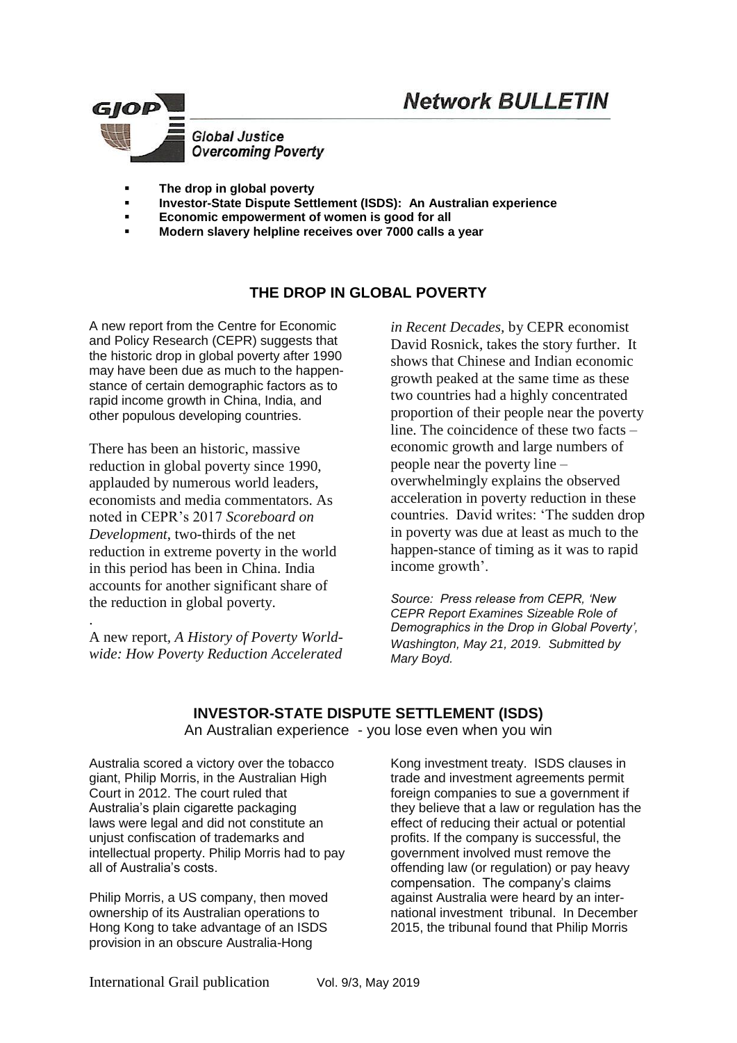# Network BULLETIN

GJOP

Global Justice Overcoming Poverty

- **The drop in global poverty**
- **Investor-State Dispute Settlement (ISDS): An Australian experience**
- **Economic empowerment of women is good for all**
- **Modern slavery helpline receives over 7000 calls a year**

## THE DROP IN GLOBAL POVERTY

A new report from the Centre for Economic and Policy Research (CEPR) suggests that the historic drop in global poverty after 1990 may have been due as much to the happen-stance of certain demographic factors as to rapid income growth in China, India, and other populous developing countries.

There has been an historic, massive reduction in global poverty since 1990, applauded by numerous world leaders, economists and media commentators. As noted in CEPR's 2017 *Scoreboard on Development*, two-thirds of the net reduction in extreme poverty in the world in this period has been in China. India accounts for another significant share of the reduction in global poverty.

A new report, *A History of Poverty World-wide: How Poverty Reduction Accelerated in Recent Decades*, by CEPR economist David Rosnick, takes the story further. It shows that Chinese and Indian economic growth peaked at the same time as these two countries had a highly concentrated proportion of their people near the poverty line. The coincidence of these two facts – economic growth and large numbers of people near the poverty line – overwhelmingly explains the observed acceleration in poverty reduction in these countries. David writes: 'The sudden drop in poverty was due at least as much to the happen-stance of timing as it was to rapid income growth'.

*Source: Press release from CEPR, 'New CEPR Report Examines Sizeable Role of Demographics in the Drop in Global Poverty', Washington, May 21, 2019. Submitted by Mary Boyd.*

## INVESTOR-STATE DISPUTE SETTLEMENT (ISDS)

An Australian experience - you lose even when you win

Australia scored a victory over the tobacco giant, Philip Morris, in the Australian High Court in 2012. The court ruled that Australia's plain cigarette packaging laws were legal and did not constitute an unjust confiscation of trademarks and intellectual property. Philip Morris had to pay all of Australia's costs.

Philip Morris, a US company, then moved ownership of its Australian operations to Hong Kong to take advantage of an ISDS provision in an obscure Australia-Hong Kong investment treaty. ISDS clauses in trade and investment agreements permit foreign companies to sue a government if they believe that a law or regulation has the effect of reducing their actual or potential profits. If the company is successful, the government involved must remove the offending law (or regulation) or pay heavy compensation. The company's claims against Australia were heard by an inter-national investment tribunal. In December 2015, the tribunal found that Philip Morris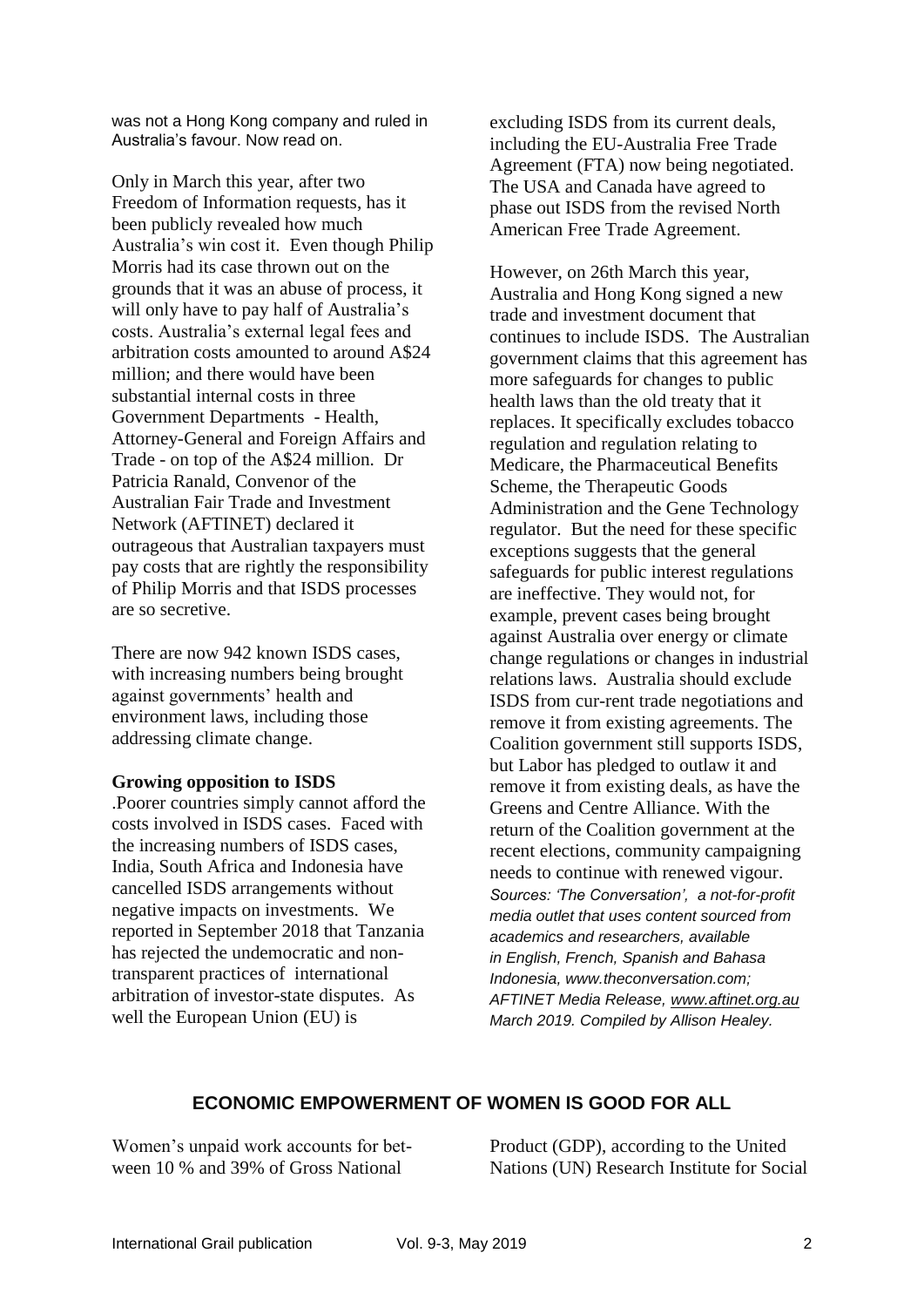was not a Hong Kong company and ruled in Australia's favour. Now read on.

Only in March this year, after two Freedom of Information requests, has it been publicly revealed how much Australia's win cost it. Even though Philip Morris had its case thrown out on the grounds that it was an abuse of process, it will only have to pay half of Australia's costs. Australia's external legal fees and arbitration costs amounted to around A$24 million; and there would have been substantial internal costs in three Government Departments - Health, Attorney-General and Foreign Affairs and Trade - on top of the A$24 million. Dr Patricia Ranald, Convenor of the Australian Fair Trade and Investment Network (AFTINET) declared it outrageous that Australian taxpayers must pay costs that are rightly the responsibility of Philip Morris and that ISDS processes are so secretive.

There are now 942 known ISDS cases, with increasing numbers being brought against governments' health and environment laws, including those addressing climate change.

**Growing opposition to ISDS**

.Poorer countries simply cannot afford the costs involved in ISDS cases. Faced with the increasing numbers of ISDS cases, India, South Africa and Indonesia have cancelled ISDS arrangements without negative impacts on investments. We reported in September 2018 that Tanzania has rejected the undemocratic and non-transparent practices of international arbitration of investor-state disputes. As well the European Union (EU) is excluding ISDS from its current deals, including the EU-Australia Free Trade Agreement (FTA) now being negotiated. The USA and Canada have agreed to phase out ISDS from the revised North American Free Trade Agreement.

However, on 26th March this year, Australia and Hong Kong signed a new trade and investment document that continues to include ISDS. The Australian government claims that this agreement has more safeguards for changes to public health laws than the old treaty that it replaces. It specifically excludes tobacco regulation and regulation relating to Medicare, the Pharmaceutical Benefits Scheme, the Therapeutic Goods Administration and the Gene Technology regulator. But the need for these specific exceptions suggests that the general safeguards for public interest regulations are ineffective. They would not, for example, prevent cases being brought against Australia over energy or climate change regulations or changes in industrial relations laws. Australia should exclude ISDS from cur-rent trade negotiations and remove it from existing agreements. The Coalition government still supports ISDS, but Labor has pledged to outlaw it and remove it from existing deals, as have the Greens and Centre Alliance. With the return of the Coalition government at the recent elections, community campaigning needs to continue with renewed vigour.

*Sources: 'The Conversation', a not-for-profit media outlet that uses content sourced from academics and researchers, available in English, French, Spanish and Bahasa Indonesia, www.theconversation.com; AFTINET Media Release, www.aftinet.org.au March 2019. Compiled by Allison Healey.*

## ECONOMIC EMPOWERMENT OF WOMEN IS GOOD FOR ALL

Women's unpaid work accounts for bet-ween 10 % and 39% of Gross National Product (GDP), according to the United Nations (UN) Research Institute for Social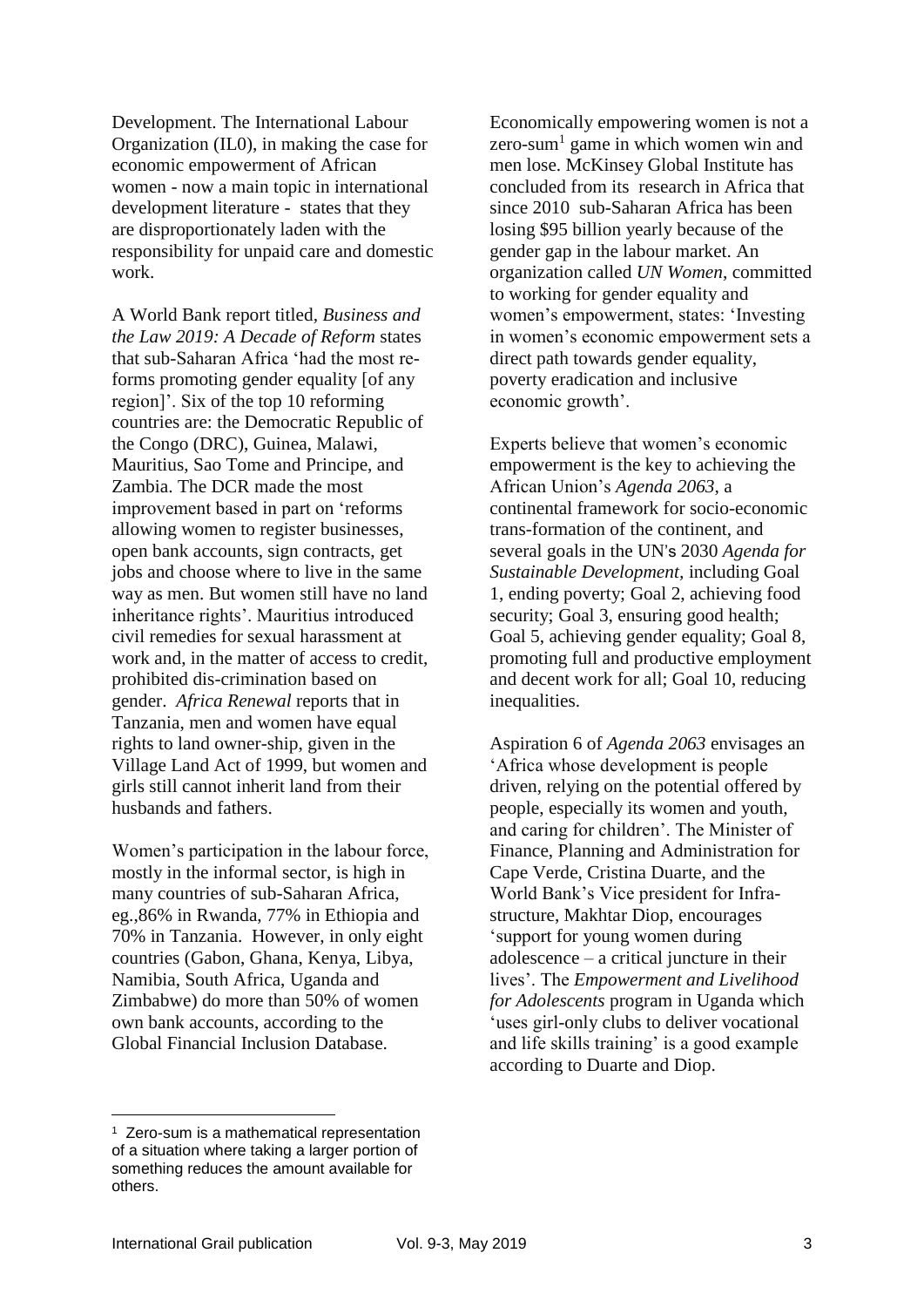Development. The International Labour Organization (IL0), in making the case for economic empowerment of African women - now a main topic in international development literature - states that they are disproportionately laden with the responsibility for unpaid care and domestic work.

A World Bank report titled, *Business and the Law 2019: A Decade of Reform* states that sub-Saharan Africa 'had the most re-forms promoting gender equality [of any region]'. Six of the top 10 reforming countries are: the Democratic Republic of the Congo (DRC), Guinea, Malawi, Mauritius, Sao Tome and Principe, and Zambia. The DCR made the most improvement based in part on 'reforms allowing women to register businesses, open bank accounts, sign contracts, get jobs and choose where to live in the same way as men. But women still have no land inheritance rights'. Mauritius introduced civil remedies for sexual harassment at work and, in the matter of access to credit, prohibited dis-crimination based on gender. *Africa Renewal* reports that in Tanzania, men and women have equal rights to land owner-ship, given in the Village Land Act of 1999, but women and girls still cannot inherit land from their husbands and fathers.

Women's participation in the labour force, mostly in the informal sector, is high in many countries of sub-Saharan Africa, eg.,86% in Rwanda, 77% in Ethiopia and 70% in Tanzania. However, in only eight countries (Gabon, Ghana, Kenya, Libya, Namibia, South Africa, Uganda and Zimbabwe) do more than 50% of women own bank accounts, according to the Global Financial Inclusion Database.

Economically empowering women is not a zero-sum[1] game in which women win and men lose. McKinsey Global Institute has concluded from its research in Africa that since 2010 sub-Saharan Africa has been losing $95 billion yearly because of the gender gap in the labour market. An organization called *UN Women*, committed to working for gender equality and women's empowerment, states: 'Investing in women's economic empowerment sets a direct path towards gender equality, poverty eradication and inclusive economic growth'.

Experts believe that women's economic empowerment is the key to achieving the African Union's *Agenda 2063*, a continental framework for socio-economic trans-formation of the continent, and several goals in the UN's 2030 *Agenda for Sustainable Development,* including Goal 1, ending poverty; Goal 2, achieving food security; Goal 3, ensuring good health; Goal 5, achieving gender equality; Goal 8, promoting full and productive employment and decent work for all; Goal 10, reducing inequalities.

Aspiration 6 of *Agenda 2063* envisages an 'Africa whose development is people driven, relying on the potential offered by people, especially its women and youth, and caring for children'. The Minister of Finance, Planning and Administration for Cape Verde, Cristina Duarte, and the World Bank's Vice president for Infra-structure, Makhtar Diop, encourages 'support for young women during adolescence – a critical juncture in their lives'. The *Empowerment and Livelihood for Adolescents* program in Uganda which 'uses girl-only clubs to deliver vocational and life skills training' is a good example according to Duarte and Diop.

---

[1] Zero-sum is a mathematical representation of a situation where taking a larger portion of something reduces the amount available for others.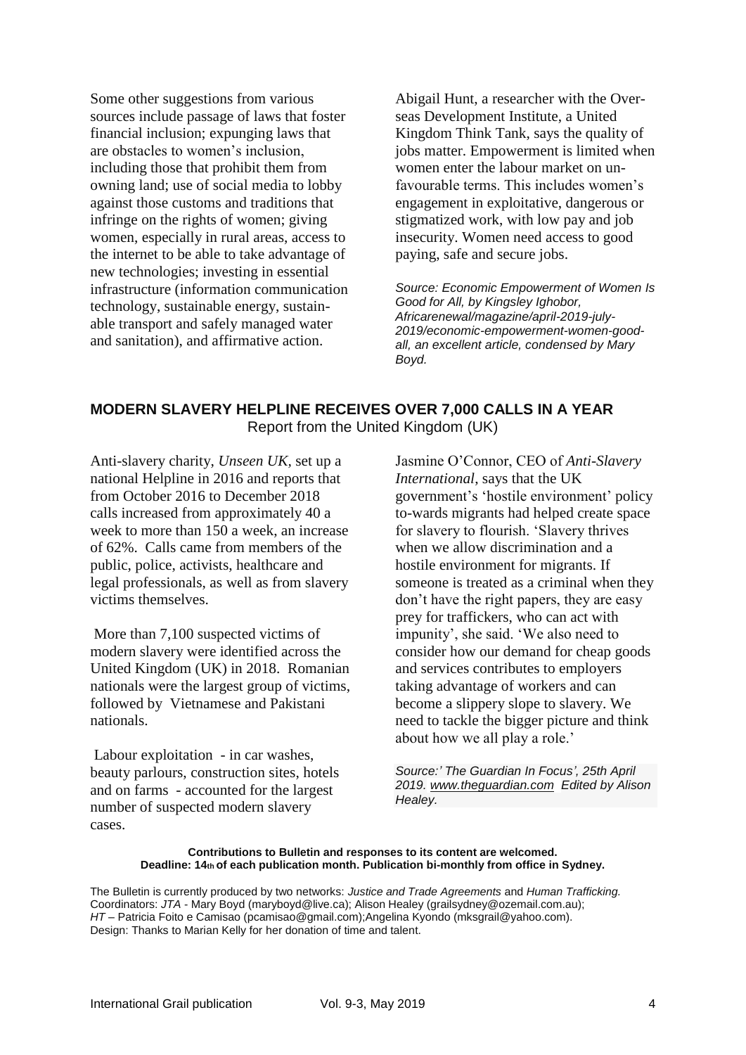Some other suggestions from various sources include passage of laws that foster financial inclusion; expunging laws that are obstacles to women's inclusion, including those that prohibit them from owning land; use of social media to lobby against those customs and traditions that infringe on the rights of women; giving women, especially in rural areas, access to the internet to be able to take advantage of new technologies; investing in essential infrastructure (information communication technology, sustainable energy, sustainable transport and safely managed water and sanitation), and affirmative action.

Abigail Hunt, a researcher with the Overseas Development Institute, a United Kingdom Think Tank, says the quality of jobs matter. Empowerment is limited when women enter the labour market on unfavourable terms. This includes women's engagement in exploitative, dangerous or stigmatized work, with low pay and job insecurity. Women need access to good paying, safe and secure jobs.

*Source: Economic Empowerment of Women Is Good for All, by Kingsley Ighobor, Africarenewal/magazine/april-2019-july-2019/economic-empowerment-women-good-all, an excellent article, condensed by Mary Boyd.*

## MODERN SLAVERY HELPLINE RECEIVES OVER 7,000 CALLS IN A YEAR

Report from the United Kingdom (UK)

Anti-slavery charity, *Unseen UK,* set up a national Helpline in 2016 and reports that from October 2016 to December 2018 calls increased from approximately 40 a week to more than 150 a week, an increase of 62%. Calls came from members of the public, police, activists, healthcare and legal professionals, as well as from slavery victims themselves.

More than 7,100 suspected victims of modern slavery were identified across the United Kingdom (UK) in 2018. Romanian nationals were the largest group of victims, followed by Vietnamese and Pakistani nationals.

Labour exploitation - in car washes, beauty parlours, construction sites, hotels and on farms - accounted for the largest number of suspected modern slavery cases.

Jasmine O'Connor, CEO of *Anti-Slavery International*, says that the UK government's 'hostile environment' policy to-wards migrants had helped create space for slavery to flourish. 'Slavery thrives when we allow discrimination and a hostile environment for migrants. If someone is treated as a criminal when they don't have the right papers, they are easy prey for traffickers, who can act with impunity', she said. 'We also need to consider how our demand for cheap goods and services contributes to employers taking advantage of workers and can become a slippery slope to slavery. We need to tackle the bigger picture and think about how we all play a role.'

*Source:' The Guardian In Focus', 25th April 2019. www.theguardian.com Edited by Alison Healey.*

**Contributions to Bulletin and responses to its content are welcomed.**
**Deadline: 14th of each publication month. Publication bi-monthly from office in Sydney.**

The Bulletin is currently produced by two networks: *Justice and Trade Agreements* and *Human Trafficking.*
Coordinators: *JTA* - Mary Boyd (maryboyd@live.ca); Alison Healey (grailsydney@ozemail.com.au);
*HT* – Patricia Foito e Camisao (pcamisao@gmail.com);Angelina Kyondo (mksgrail@yahoo.com).
Design: Thanks to Marian Kelly for her donation of time and talent.